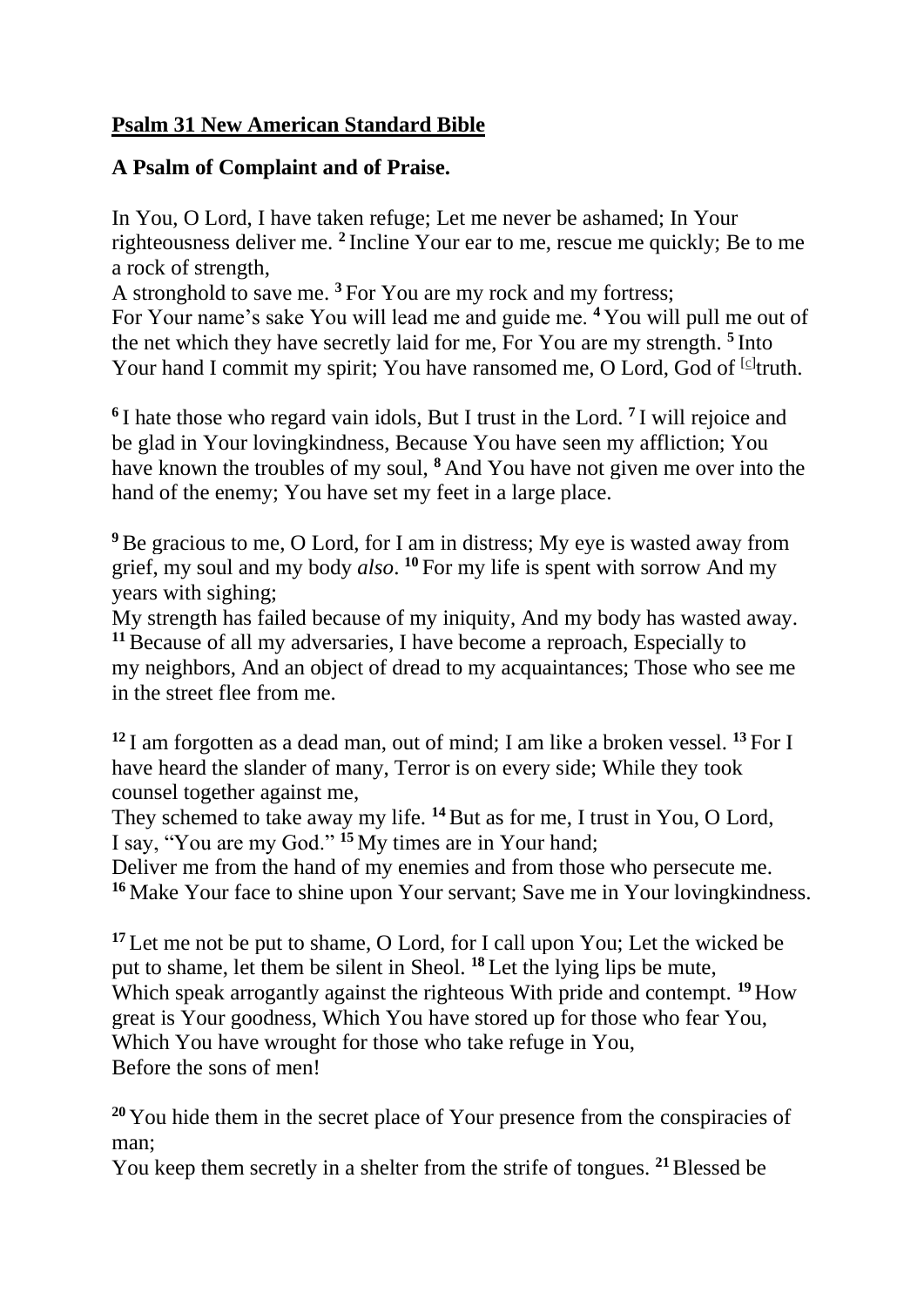**Psalm 31 New American Standard Bible**

**A Psalm of Complaint and of Praise.**

In You, O Lord, I have taken refuge; Let me never be ashamed; In Your righteousness deliver me. **2** Incline Your ear to me, rescue me quickly; Be to me a rock of strength,
A stronghold to save me. **3** For You are my rock and my fortress;
For Your name's sake You will lead me and guide me. **4** You will pull me out of the net which they have secretly laid for me, For You are my strength. **5** Into Your hand I commit my spirit; You have ransomed me, O Lord, God of [c]truth.

**6** I hate those who regard vain idols, But I trust in the Lord. **7** I will rejoice and be glad in Your lovingkindness, Because You have seen my affliction; You have known the troubles of my soul, **8** And You have not given me over into the hand of the enemy; You have set my feet in a large place.

**9** Be gracious to me, O Lord, for I am in distress; My eye is wasted away from grief, my soul and my body *also*. **10** For my life is spent with sorrow And my years with sighing;
My strength has failed because of my iniquity, And my body has wasted away.
**11** Because of all my adversaries, I have become a reproach, Especially to my neighbors, And an object of dread to my acquaintances; Those who see me in the street flee from me.

**12** I am forgotten as a dead man, out of mind; I am like a broken vessel. **13** For I have heard the slander of many, Terror is on every side; While they took counsel together against me,
They schemed to take away my life. **14** But as for me, I trust in You, O Lord,
I say, "You are my God." **15** My times are in Your hand;
Deliver me from the hand of my enemies and from those who persecute me.
**16** Make Your face to shine upon Your servant; Save me in Your lovingkindness.

**17** Let me not be put to shame, O Lord, for I call upon You; Let the wicked be put to shame, let them be silent in Sheol. **18** Let the lying lips be mute,
Which speak arrogantly against the righteous With pride and contempt. **19** How great is Your goodness, Which You have stored up for those who fear You,
Which You have wrought for those who take refuge in You,
Before the sons of men!

**20** You hide them in the secret place of Your presence from the conspiracies of man;
You keep them secretly in a shelter from the strife of tongues. **21** Blessed be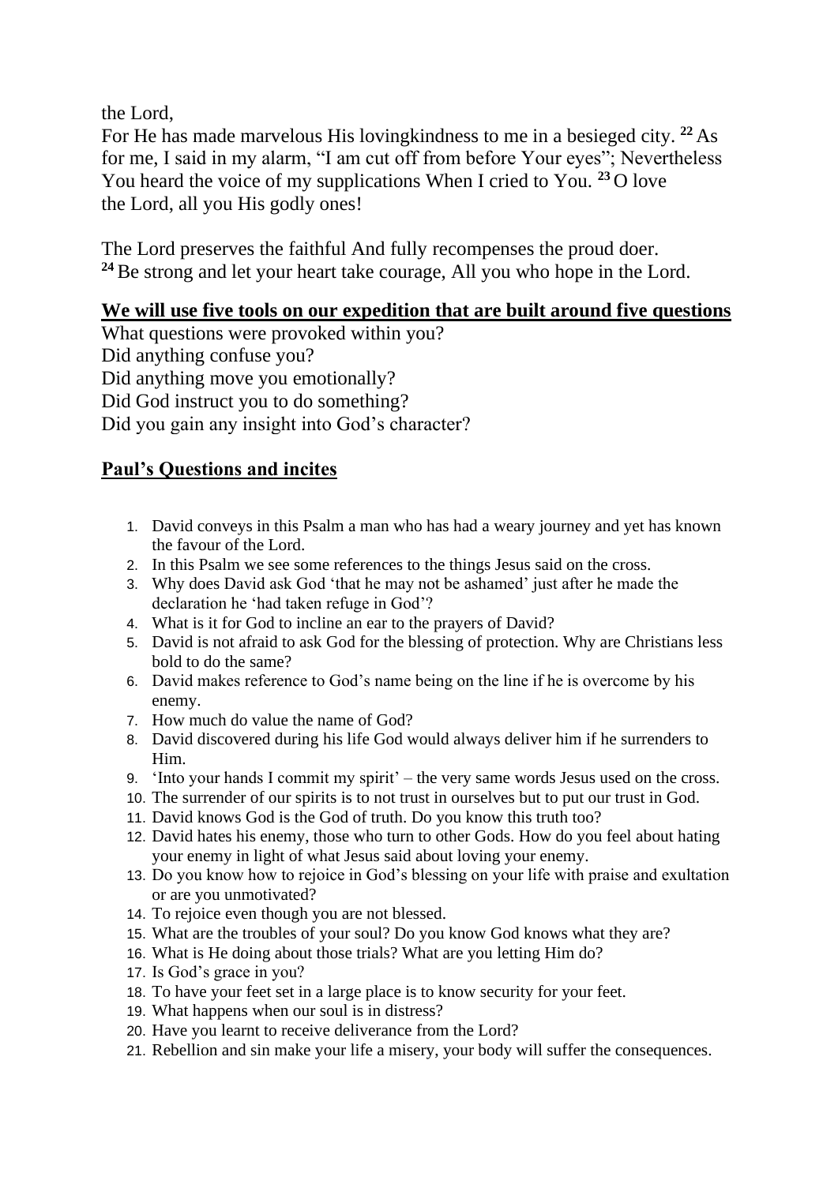the Lord,
For He has made marvelous His lovingkindness to me in a besieged city. **22** As for me, I said in my alarm, "I am cut off from before Your eyes"; Nevertheless You heard the voice of my supplications When I cried to You. **23** O love the Lord, all you His godly ones!

The Lord preserves the faithful And fully recompenses the proud doer.
**24** Be strong and let your heart take courage, All you who hope in the Lord.

**We will use five tools on our expedition that are built around five questions**

What questions were provoked within you?
Did anything confuse you?
Did anything move you emotionally?
Did God instruct you to do something?
Did you gain any insight into God's character?

## Paul's Questions and incites

1. David conveys in this Psalm a man who has had a weary journey and yet has known the favour of the Lord.
2. In this Psalm we see some references to the things Jesus said on the cross.
3. Why does David ask God 'that he may not be ashamed' just after he made the declaration he 'had taken refuge in God'?
4. What is it for God to incline an ear to the prayers of David?
5. David is not afraid to ask God for the blessing of protection. Why are Christians less bold to do the same?
6. David makes reference to God's name being on the line if he is overcome by his enemy.
7. How much do value the name of God?
8. David discovered during his life God would always deliver him if he surrenders to Him.
9. 'Into your hands I commit my spirit' – the very same words Jesus used on the cross.
10. The surrender of our spirits is to not trust in ourselves but to put our trust in God.
11. David knows God is the God of truth. Do you know this truth too?
12. David hates his enemy, those who turn to other Gods. How do you feel about hating your enemy in light of what Jesus said about loving your enemy.
13. Do you know how to rejoice in God's blessing on your life with praise and exultation or are you unmotivated?
14. To rejoice even though you are not blessed.
15. What are the troubles of your soul? Do you know God knows what they are?
16. What is He doing about those trials? What are you letting Him do?
17. Is God's grace in you?
18. To have your feet set in a large place is to know security for your feet.
19. What happens when our soul is in distress?
20. Have you learnt to receive deliverance from the Lord?
21. Rebellion and sin make your life a misery, your body will suffer the consequences.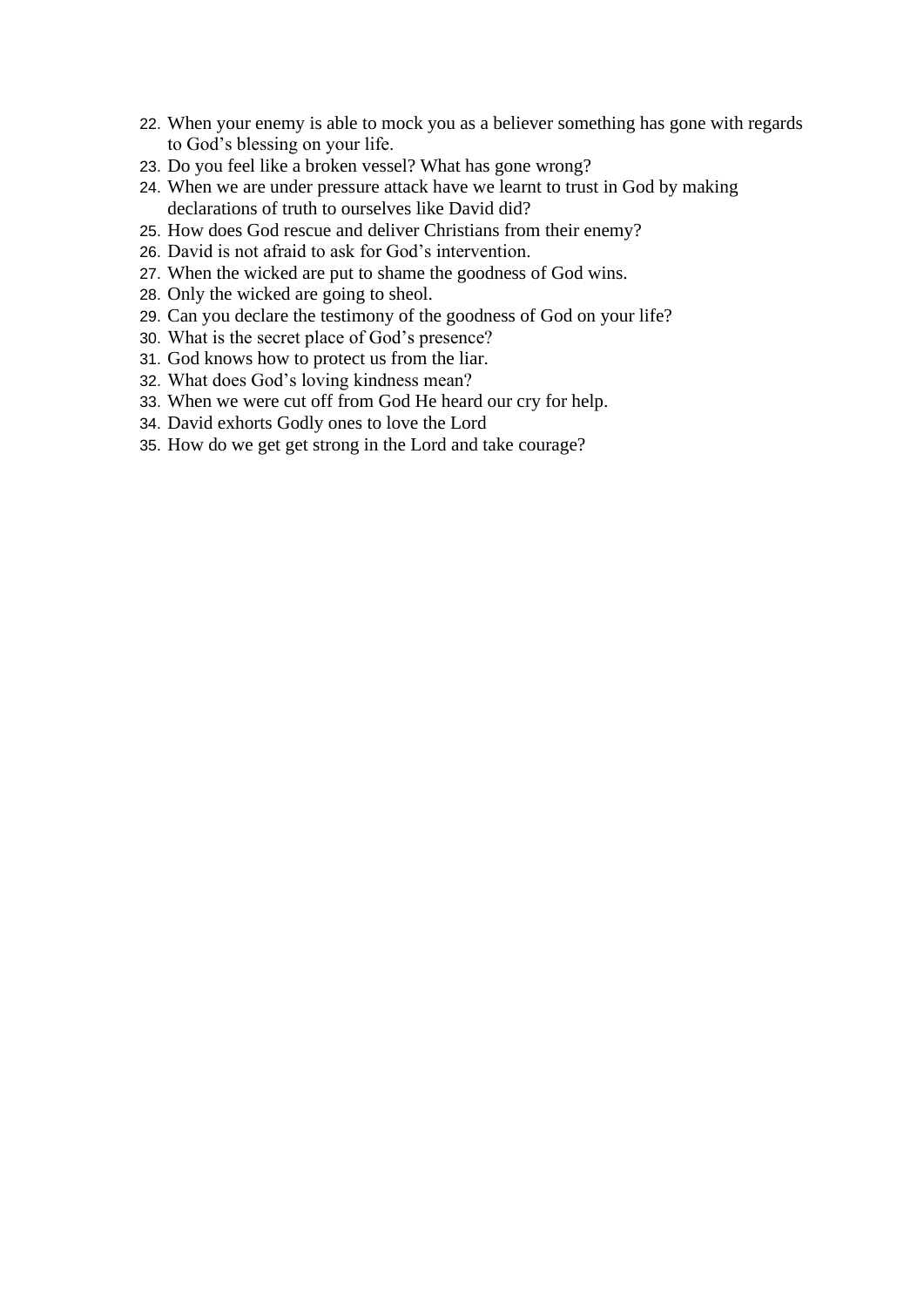22. When your enemy is able to mock you as a believer something has gone with regards to God's blessing on your life.
23. Do you feel like a broken vessel? What has gone wrong?
24. When we are under pressure attack have we learnt to trust in God by making declarations of truth to ourselves like David did?
25. How does God rescue and deliver Christians from their enemy?
26. David is not afraid to ask for God's intervention.
27. When the wicked are put to shame the goodness of God wins.
28. Only the wicked are going to sheol.
29. Can you declare the testimony of the goodness of God on your life?
30. What is the secret place of God's presence?
31. God knows how to protect us from the liar.
32. What does God's loving kindness mean?
33. When we were cut off from God He heard our cry for help.
34. David exhorts Godly ones to love the Lord
35. How do we get get strong in the Lord and take courage?